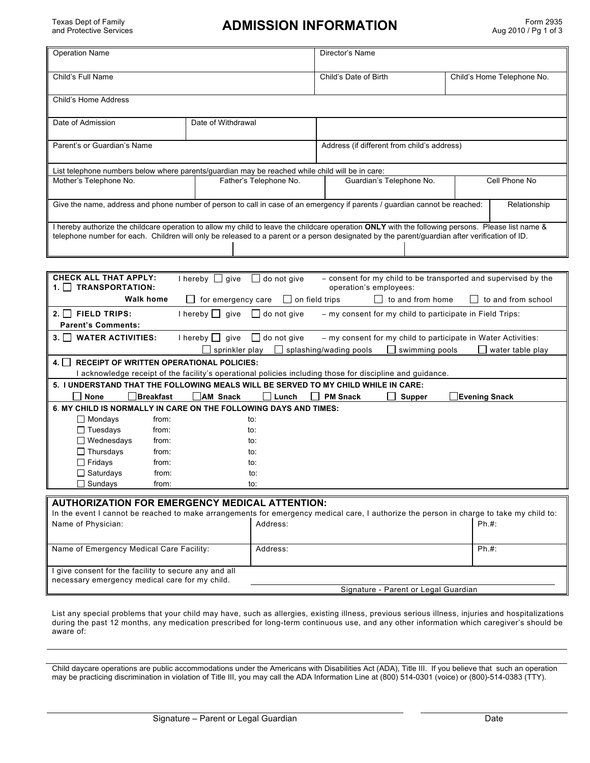Texas Dept of Family and Protective Services

# ADMISSION INFORMATION

Form 2935
Aug 2010

| Operation Name | | Director's Name | |
|---|---|---|---|
| Child's Full Name | | Child's Date of Birth | Child's Home Telephone No. |
| Child's Home Address | | | |
| Date of Admission | Date of Withdrawal | | |
| Parent's or Guardian's Name | | Address (if different from child's address) | |

List telephone numbers below where parents/guardian may be reached while child will be in care:

| Mother's Telephone No. | Father's Telephone No. | Guardian's Telephone No. | Cell Phone No |
|---|---|---|---|
| | | | |

| Give the name, address and phone number of person to call in case of an emergency if parents / guardian cannot be reached: | Relationship |
|---|---|
| | |

I hereby authorize the childcare operation to allow my child to leave the childcare operation **ONLY** with the following persons. Please list name & telephone number for each. Children will only be released to a parent or a person designated by the parent/guardian after verification of ID.

| | | | |
|---|---|---|---|
| | | | |

**CHECK ALL THAT APPLY:**

**1. ☐ TRANSPORTATION:** I hereby ☐ give ☐ do not give – consent for my child to be transported and supervised by the operation's employees:
**Walk home** ☐ for emergency care ☐ on field trips ☐ to and from home ☐ to and from school

**2. ☐ FIELD TRIPS:** I hereby ☐ give ☐ do not give – my consent for my child to participate in Field Trips:
**Parent's Comments:**

**3. ☐ WATER ACTIVITIES:** I hereby ☐ give ☐ do not give – my consent for my child to participate in Water Activities:
☐ sprinkler play ☐ splashing/wading pools ☐ swimming pools ☐ water table play

**4. ☐ RECEIPT OF WRITTEN OPERATIONAL POLICIES:**
I acknowledge receipt of the facility's operational policies including those for discipline and guidance.

**5. I UNDERSTAND THAT THE FOLLOWING MEALS WILL BE SERVED TO MY CHILD WHILE IN CARE:**
☐ **None** ☐ **Breakfast** ☐ **AM Snack** ☐ **Lunch** ☐ **PM Snack** ☐ **Supper** ☐ **Evening Snack**

**6. MY CHILD IS NORMALLY IN CARE ON THE FOLLOWING DAYS AND TIMES:**

| Day | from: | to: |
|---|---|---|
| ☐ Mondays | | |
| ☐ Tuesdays | | |
| ☐ Wednesdays | | |
| ☐ Thursdays | | |
| ☐ Fridays | | |
| ☐ Saturdays | | |
| ☐ Sundays | | |

## AUTHORIZATION FOR EMERGENCY MEDICAL ATTENTION:

In the event I cannot be reached to make arrangements for emergency medical care, I authorize the person in charge to take my child to:

| Name of Physician: | Address: | Ph.#: |
|---|---|---|
| Name of Emergency Medical Care Facility: | Address: | Ph.#: |

I give consent for the facility to secure any and all necessary emergency medical care for my child.

_______________________________
Signature - Parent or Legal Guardian

List any special problems that your child may have, such as allergies, existing illness, previous serious illness, injuries and hospitalizations during the past 12 months, any medication prescribed for long-term continuous use, and any other information which caregiver's should be aware of:

_______________________________

Child daycare operations are public accommodations under the Americans with Disabilities Act (ADA), Title III. If you believe that such an operation may be practicing discrimination in violation of Title III, you may call the ADA Information Line at (800) 514-0301 (voice) or (800)-514-0383 (TTY).

_______________________________ _______________
Signature – Parent or Legal Guardian Date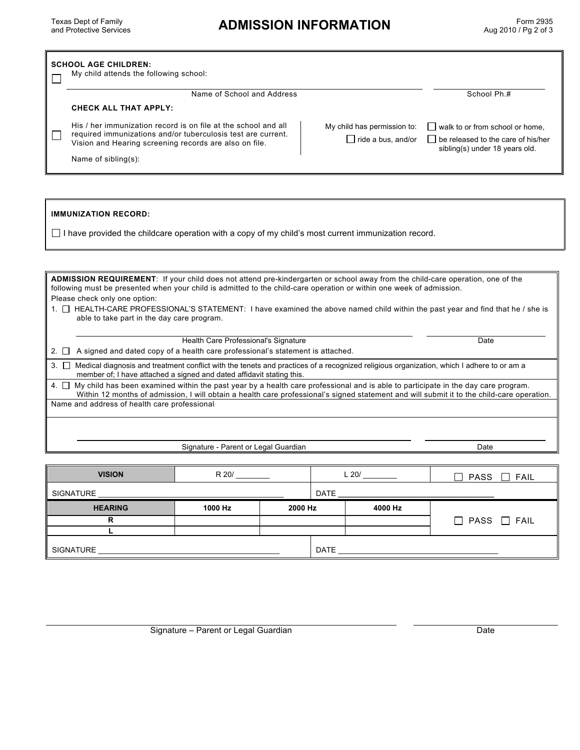# ADMISSION INFORMATION

Texas Dept of Family and Protective Services

Form 2935
Aug 2010

**SCHOOL AGE CHILDREN:**

☐ My child attends the following school:

\_\_\_\_\_\_\_\_\_\_\_\_\_\_\_\_\_\_\_\_\_\_\_\_\_\_\_\_\_\_\_\_\_\_\_\_\_\_\_\_ Name of School and Address

\_\_\_\_\_\_\_\_\_\_\_\_\_\_\_\_ School Ph.#

**CHECK ALL THAT APPLY:**

☐ His / her immunization record is on file at the school and all required immunizations and/or tuberculosis test are current. Vision and Hearing screening records are also on file.

Name of sibling(s):

My child has permission to:

☐ ride a bus, and/or

☐ walk to or from school or home,

☐ be released to the care of his/her sibling(s) under 18 years old.

**IMMUNIZATION RECORD:**

☐ I have provided the childcare operation with a copy of my child's most current immunization record.

**ADMISSION REQUIREMENT**: If your child does not attend pre-kindergarten or school away from the child-care operation, one of the following must be presented when your child is admitted to the child-care operation or within one week of admission.
Please check only one option:

1. ☐ HEALTH-CARE PROFESSIONAL'S STATEMENT: I have examined the above named child within the past year and find that he / she is able to take part in the day care program.

\_\_\_\_\_\_\_\_\_\_\_\_\_\_\_\_\_\_\_\_\_\_\_\_\_\_\_\_\_\_\_\_\_\_\_\_\_\_\_\_ Health Care Professional's Signature

\_\_\_\_\_\_\_\_\_\_\_\_\_\_\_\_ Date

2. ☐ A signed and dated copy of a health care professional's statement is attached.
3. ☐ Medical diagnosis and treatment conflict with the tenets and practices of a recognized religious organization, which I adhere to or am a member of; I have attached a signed and dated affidavit stating this.
4. ☐ My child has been examined within the past year by a health care professional and is able to participate in the day care program. Within 12 months of admission, I will obtain a health care professional's signed statement and will submit it to the child-care operation.

Name and address of health care professional:

\_\_\_\_\_\_\_\_\_\_\_\_\_\_\_\_\_\_\_\_\_\_\_\_\_\_\_\_\_\_\_\_\_\_\_\_\_\_\_\_ Signature - Parent or Legal Guardian

\_\_\_\_\_\_\_\_\_\_\_\_\_\_\_\_ Date

| VISION | R 20/ \_\_\_\_\_\_\_\_ | | L 20/ \_\_\_\_\_\_\_\_ | ☐ PASS ☐ FAIL |
|---|---|---|---|---|
| SIGNATURE | | | DATE | |
| **HEARING** | **1000 Hz** | **2000 Hz** | **4000 Hz** | ☐ PASS ☐ FAIL |
| **R** | | | | |
| **L** | | | | |
| SIGNATURE | | | DATE | |

\_\_\_\_\_\_\_\_\_\_\_\_\_\_\_\_\_\_\_\_\_\_\_\_\_\_\_\_\_\_\_\_\_\_\_\_\_\_\_\_ Signature – Parent or Legal Guardian

\_\_\_\_\_\_\_\_\_\_\_\_\_\_\_\_ Date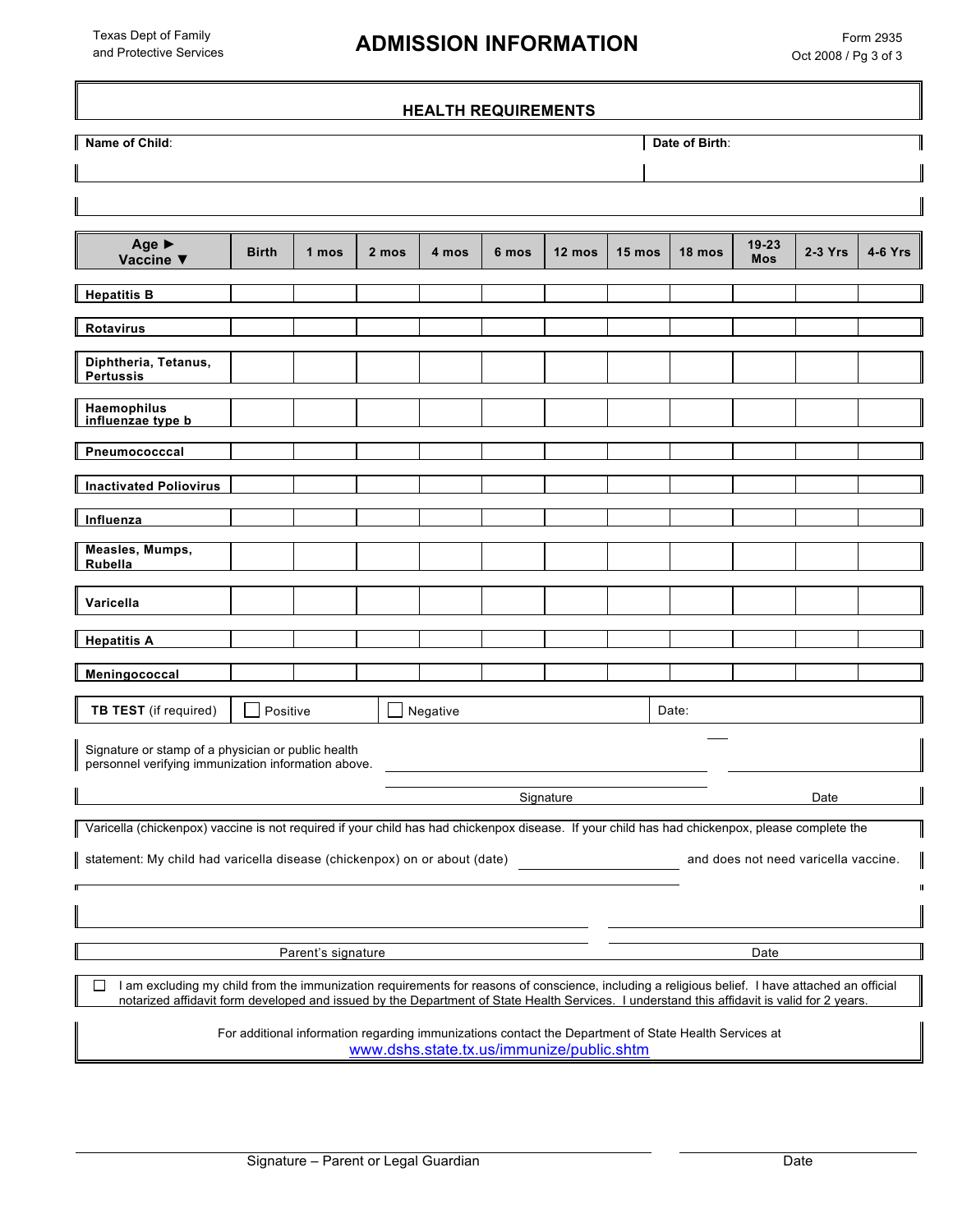Texas Dept of Family and Protective Services

# ADMISSION INFORMATION

Form 2935
Oct 2008 / Pg 3 of 3

## HEALTH REQUIREMENTS

**Name of Child**: 

**Date of Birth**: 

| Age ► Vaccine ▼ | Birth | 1 mos | 2 mos | 4 mos | 6 mos | 12 mos | 15 mos | 18 mos | 19-23 Mos | 2-3 Yrs | 4-6 Yrs |
|---|---|---|---|---|---|---|---|---|---|---|---|
| **Hepatitis B** | | | | | | | | | | | |
| **Rotavirus** | | | | | | | | | | | |
| **Diphtheria, Tetanus, Pertussis** | | | | | | | | | | | |
| **Haemophilus influenzae type b** | | | | | | | | | | | |
| **Pneumococccal** | | | | | | | | | | | |
| **Inactivated Poliovirus** | | | | | | | | | | | |
| **Influenza** | | | | | | | | | | | |
| **Measles, Mumps, Rubella** | | | | | | | | | | | |
| **Varicella** | | | | | | | | | | | |
| **Hepatitis A** | | | | | | | | | | | |
| **Meningococcal** | | | | | | | | | | | |

**TB TEST** (if required) ☐ Positive ☐ Negative Date:

Signature or stamp of a physician or public health personnel verifying immunization information above.

Signature Date

Varicella (chickenpox) vaccine is not required if your child has had chickenpox disease. If your child has had chickenpox, please complete the statement: My child had varicella disease (chickenpox) on or about (date) ______________ and does not need varicella vaccine.

Parent's signature Date

☐ I am excluding my child from the immunization requirements for reasons of conscience, including a religious belief. I have attached an official notarized affidavit form developed and issued by the Department of State Health Services. I understand this affidavit is valid for 2 years.

For additional information regarding immunizations contact the Department of State Health Services at www.dshs.state.tx.us/immunize/public.shtm

Signature – Parent or Legal Guardian Date